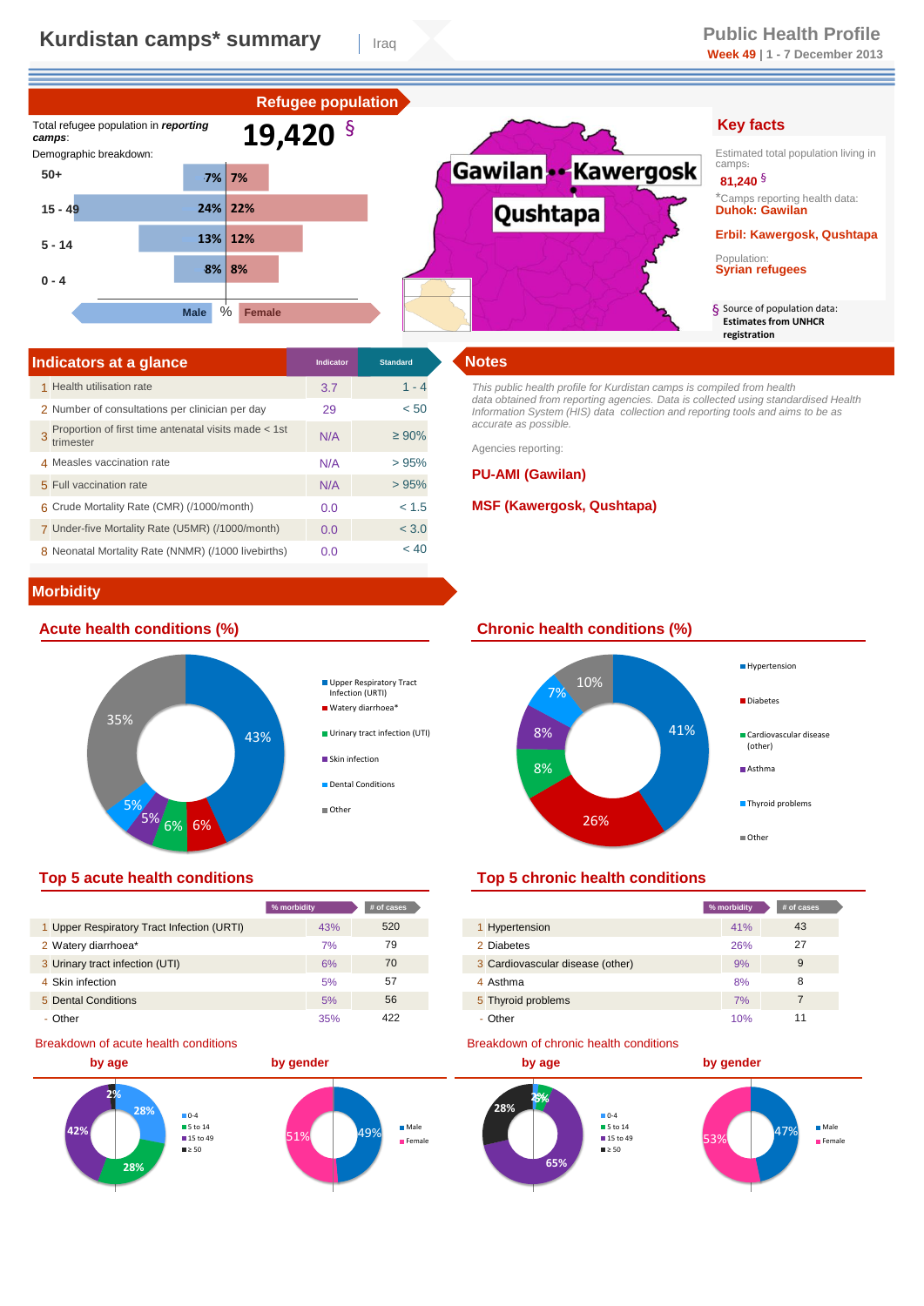# Kurdistan camps* summary | Iraq

## Public Health Profile

**Week 49** | 1 - 7 December 2013

## Refugee population

Total refugee population in *reporting camps*: **19,420** §

Demographic breakdown:

| Age | Male % | Female % |
|---|---|---|
| 50+ | 7% | 7% |
| 15 - 49 | 24% | 22% |
| 5 - 14 | 13% | 12% |
| 0 - 4 | 8% | 8% |

Gawilan, Kawergosk, Qushtapa

## Key facts

Estimated total population living in camps: **81,240** §

*Camps reporting health data:
**Duhok: Gawilan**
**Erbil: Kawergosk, Qushtapa**

Population:
**Syrian refugees**

§ Source of population data: **Estimates from UNHCR registration**

## Indicators at a glance

| | | Indicator | Standard |
|---|---|---|---|
| 1 | Health utilisation rate | 3.7 | 1 - 4 |
| 2 | Number of consultations per clinician per day | 29 | < 50 |
| 3 | Proportion of first time antenatal visits made < 1st trimester | N/A | ≥ 90% |
| 4 | Measles vaccination rate | N/A | > 95% |
| 5 | Full vaccination rate | N/A | > 95% |
| 6 | Crude Mortality Rate (CMR) (/1000/month) | 0.0 | < 1.5 |
| 7 | Under-five Mortality Rate (U5MR) (/1000/month) | 0.0 | < 3.0 |
| 8 | Neonatal Mortality Rate (NNMR) (/1000 livebirths) | 0.0 | < 40 |

## Notes

*This public health profile for Kurdistan camps is compiled from health data obtained from reporting agencies. Data is collected using standardised Health Information System (HIS) data collection and reporting tools and aims to be as accurate as possible.*

Agencies reporting:

**PU-AMI (Gawilan)**

**MSF (Kawergosk, Qushtapa)**

## Morbidity

### Acute health conditions (%)

- Upper Respiratory Tract Infection (URTI): 43%
- Watery diarrhoea*: 6%
- Urinary tract infection (UTI): 6%
- Skin infection: 5%
- Dental Conditions: 5%
- Other: 35%

### Chronic health conditions (%)

- Hypertension: 41%
- Diabetes: 26%
- Cardiovascular disease (other): 8%
- Asthma: 8%
- Thyroid problems: 7%
- Other: 10%

### Top 5 acute health conditions

| | | % morbidity | # of cases |
|---|---|---|---|
| 1 | Upper Respiratory Tract Infection (URTI) | 43% | 520 |
| 2 | Watery diarrhoea* | 7% | 79 |
| 3 | Urinary tract infection (UTI) | 6% | 70 |
| 4 | Skin infection | 5% | 57 |
| 5 | Dental Conditions | 5% | 56 |
| - | Other | 35% | 422 |

### Top 5 chronic health conditions

| | | % morbidity | # of cases |
|---|---|---|---|
| 1 | Hypertension | 41% | 43 |
| 2 | Diabetes | 26% | 27 |
| 3 | Cardiovascular disease (other) | 9% | 9 |
| 4 | Asthma | 8% | 8 |
| 5 | Thyroid problems | 7% | 7 |
| - | Other | 10% | 11 |

### Breakdown of acute health conditions

**by age**: 0-4: 28%; 5 to 14: 28%; 15 to 49: 42%; ≥ 50: 2%

**by gender**: Male: 49%; Female: 51%

### Breakdown of chronic health conditions

**by age**: 0-4: 2%; 5 to 14: 5%; 15 to 49: 65%; ≥ 50: 28%

**by gender**: Male: 47%; Female: 53%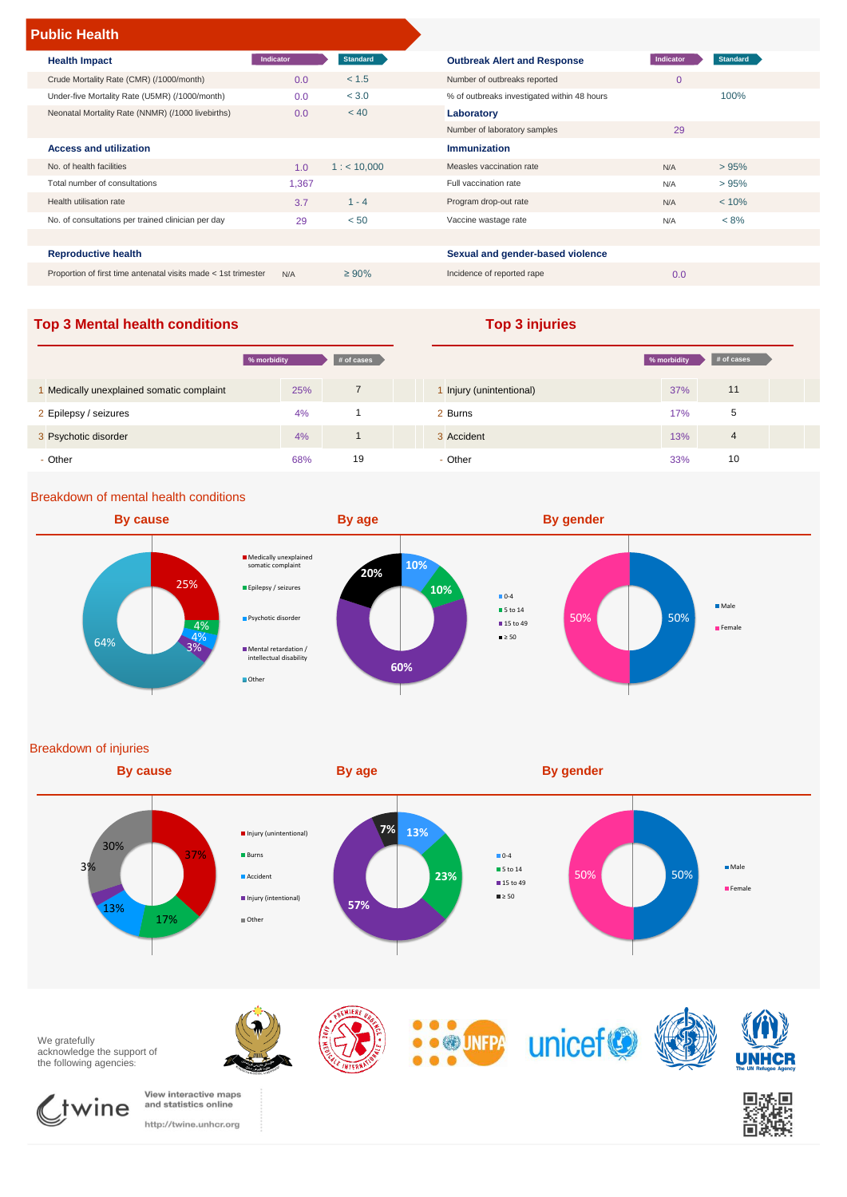## Public Health

| Health Impact | Indicator | Standard |
|---|---|---|
| Crude Mortality Rate (CMR) (/1000/month) | 0.0 | < 1.5 |
| Under-five Mortality Rate (U5MR) (/1000/month) | 0.0 | < 3.0 |
| Neonatal Mortality Rate (NNMR) (/1000 livebirths) | 0.0 | < 40 |
| **Access and utilization** | | |
| No. of health facilities | 1.0 | 1 : < 10,000 |
| Total number of consultations | 1,367 | |
| Health utilisation rate | 3.7 | 1 - 4 |
| No. of consultations per trained clinician per day | 29 | < 50 |
| **Reproductive health** | | |
| Proportion of first time antenatal visits made < 1st trimester | N/A | ≥ 90% |

| Outbreak Alert and Response | Indicator | Standard |
|---|---|---|
| Number of outbreaks reported | 0 | |
| % of outbreaks investigated within 48 hours | | 100% |
| **Laboratory** | | |
| Number of laboratory samples | 29 | |
| **Immunization** | | |
| Measles vaccination rate | N/A | > 95% |
| Full vaccination rate | N/A | > 95% |
| Program drop-out rate | N/A | < 10% |
| Vaccine wastage rate | N/A | < 8% |
| **Sexual and gender-based violence** | | |
| Incidence of reported rape | 0.0 | |

### Top 3 Mental health conditions

| | Condition | % morbidity | # of cases |
|---|---|---|---|
| 1 | Medically unexplained somatic complaint | 25% | 7 |
| 2 | Epilepsy / seizures | 4% | 1 |
| 3 | Psychotic disorder | 4% | 1 |
| - | Other | 68% | 19 |

### Top 3 injuries

| | Injury | % morbidity | # of cases |
|---|---|---|---|
| 1 | Injury (unintentional) | 37% | 11 |
| 2 | Burns | 17% | 5 |
| 3 | Accident | 13% | 4 |
| - | Other | 33% | 10 |

### Breakdown of mental health conditions

**By cause**

25%
4%
4%
3%
64%

Medically unexplained somatic complaint
Epilepsy / seizures
Psychotic disorder
Mental retardation / intellectual disability
Other

**By age**

10%
10%
60%
20%

0-4
5 to 14
15 to 49
≥ 50

**By gender**

50%
50%

Male
Female

### Breakdown of injuries

**By cause**

37%
17%
13%
3%
30%

Injury (unintentional)
Burns
Accident
Injury (intentional)
Other

**By age**

13%
23%
57%
7%

0-4
5 to 14
15 to 49
≥ 50

**By gender**

50%
50%

Male
Female

We gratefully acknowledge the support of the following agencies:

UNFPA unicef UNHCR The UN Refugee Agency

twine — View interactive maps and statistics online

http://twine.unhcr.org